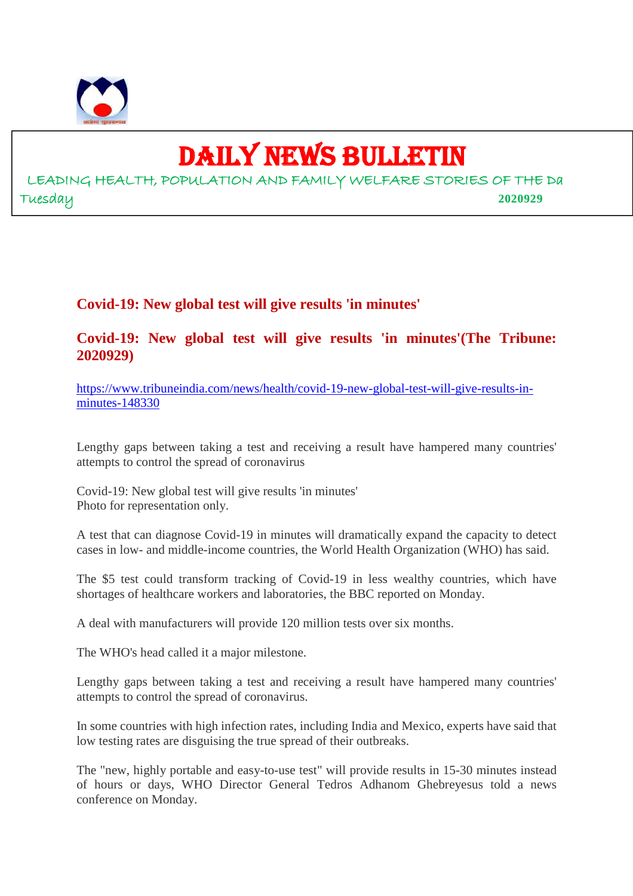# DAILY NEWS BULLETIN

LEADING HEALTH, POPULATION AND FAMILY WELFARE STORIES OF THE Da

Tuesday **2020929**

## Covid-19: New global test will give results 'in minutes'

### Covid-19: New global test will give results 'in minutes'(The Tribune: 2020929)

https://www.tribuneindia.com/news/health/covid-19-new-global-test-will-give-results-in-minutes-148330

Lengthy gaps between taking a test and receiving a result have hampered many countries' attempts to control the spread of coronavirus

Covid-19: New global test will give results 'in minutes'
Photo for representation only.

A test that can diagnose Covid-19 in minutes will dramatically expand the capacity to detect cases in low- and middle-income countries, the World Health Organization (WHO) has said.

The $5 test could transform tracking of Covid-19 in less wealthy countries, which have shortages of healthcare workers and laboratories, the BBC reported on Monday.

A deal with manufacturers will provide 120 million tests over six months.

The WHO's head called it a major milestone.

Lengthy gaps between taking a test and receiving a result have hampered many countries' attempts to control the spread of coronavirus.

In some countries with high infection rates, including India and Mexico, experts have said that low testing rates are disguising the true spread of their outbreaks.

The "new, highly portable and easy-to-use test" will provide results in 15-30 minutes instead of hours or days, WHO Director General Tedros Adhanom Ghebreyesus told a news conference on Monday.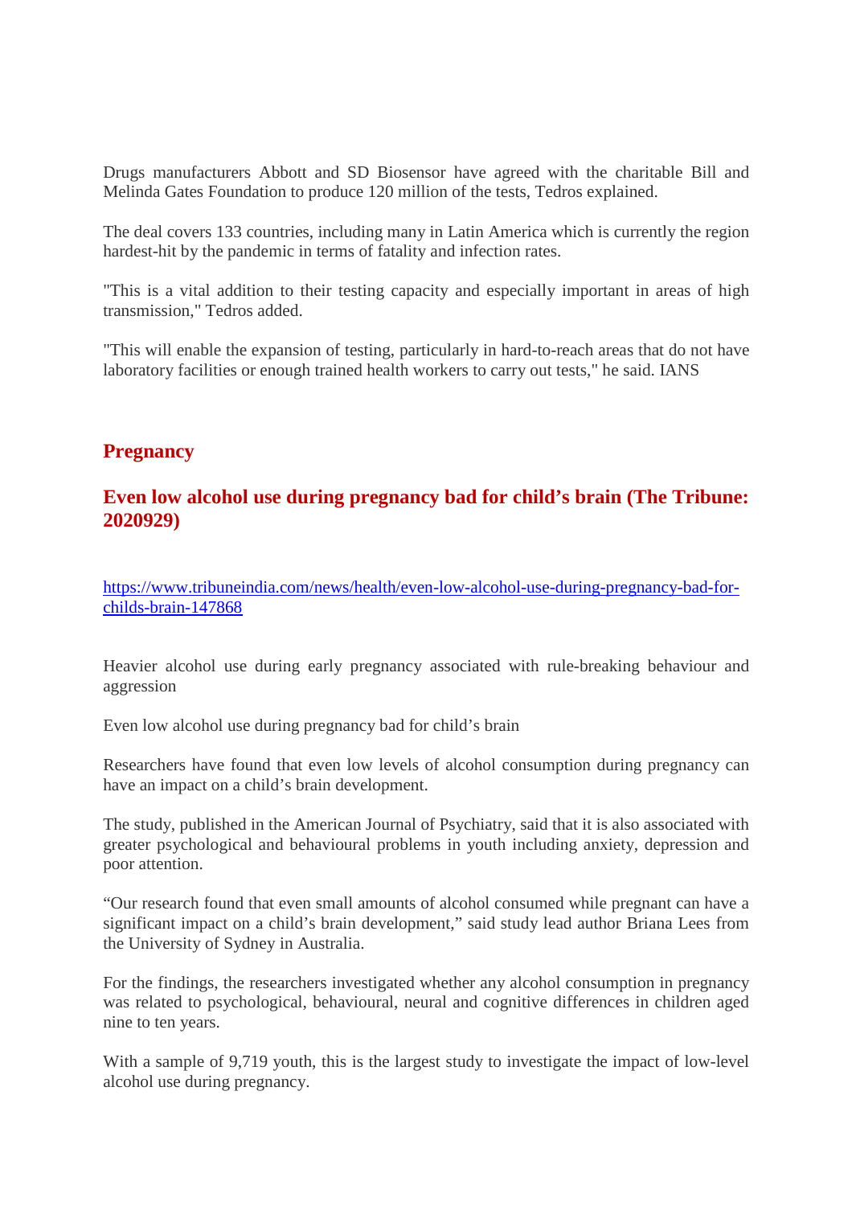Drugs manufacturers Abbott and SD Biosensor have agreed with the charitable Bill and Melinda Gates Foundation to produce 120 million of the tests, Tedros explained.

The deal covers 133 countries, including many in Latin America which is currently the region hardest-hit by the pandemic in terms of fatality and infection rates.

"This is a vital addition to their testing capacity and especially important in areas of high transmission," Tedros added.

"This will enable the expansion of testing, particularly in hard-to-reach areas that do not have laboratory facilities or enough trained health workers to carry out tests," he said. IANS

## Pregnancy

### Even low alcohol use during pregnancy bad for child’s brain (The Tribune: 2020929)

https://www.tribuneindia.com/news/health/even-low-alcohol-use-during-pregnancy-bad-for-childs-brain-147868

Heavier alcohol use during early pregnancy associated with rule-breaking behaviour and aggression

Even low alcohol use during pregnancy bad for child’s brain

Researchers have found that even low levels of alcohol consumption during pregnancy can have an impact on a child’s brain development.

The study, published in the American Journal of Psychiatry, said that it is also associated with greater psychological and behavioural problems in youth including anxiety, depression and poor attention.

“Our research found that even small amounts of alcohol consumed while pregnant can have a significant impact on a child’s brain development,” said study lead author Briana Lees from the University of Sydney in Australia.

For the findings, the researchers investigated whether any alcohol consumption in pregnancy was related to psychological, behavioural, neural and cognitive differences in children aged nine to ten years.

With a sample of 9,719 youth, this is the largest study to investigate the impact of low-level alcohol use during pregnancy.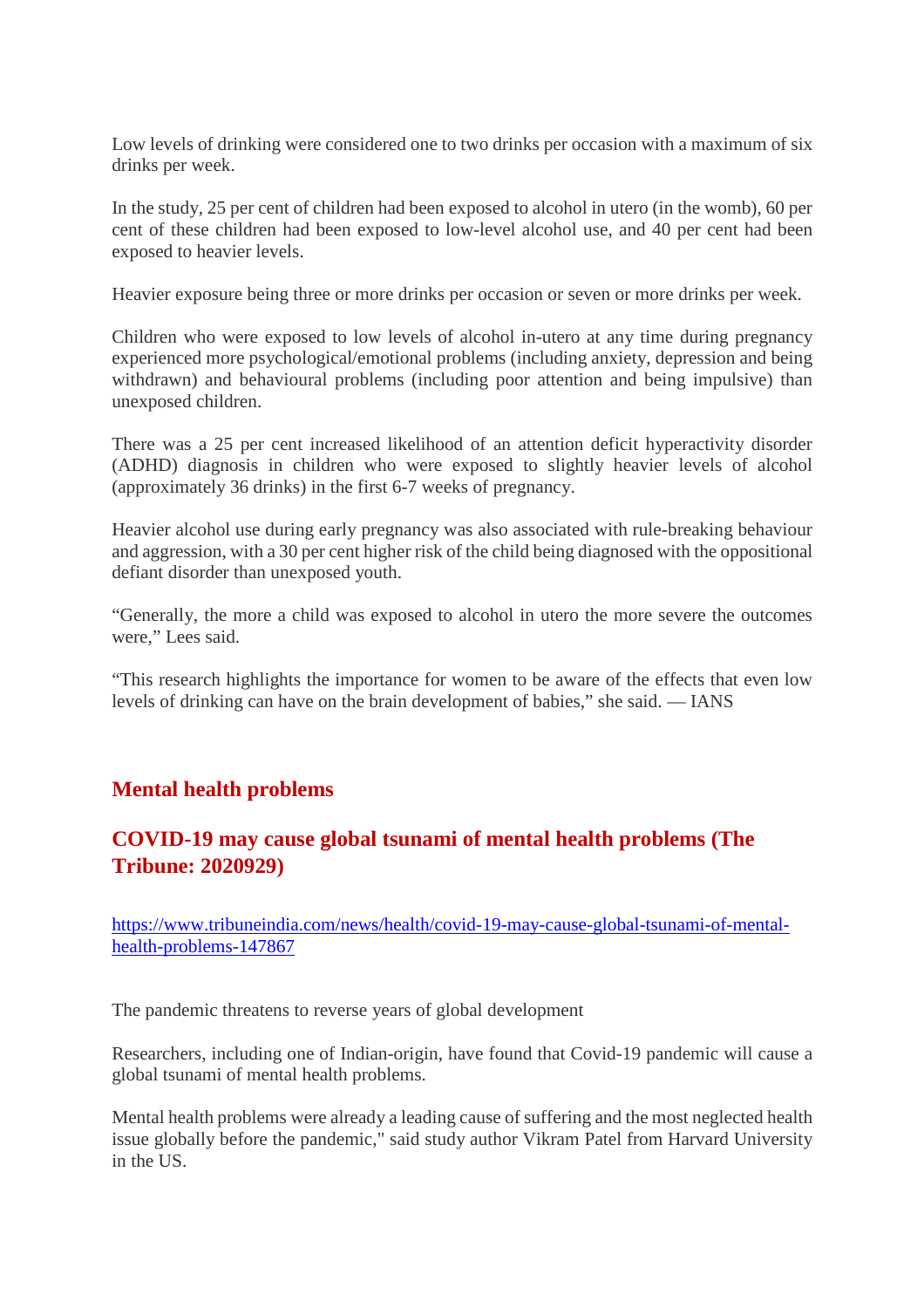Low levels of drinking were considered one to two drinks per occasion with a maximum of six drinks per week.

In the study, 25 per cent of children had been exposed to alcohol in utero (in the womb), 60 per cent of these children had been exposed to low-level alcohol use, and 40 per cent had been exposed to heavier levels.

Heavier exposure being three or more drinks per occasion or seven or more drinks per week.

Children who were exposed to low levels of alcohol in-utero at any time during pregnancy experienced more psychological/emotional problems (including anxiety, depression and being withdrawn) and behavioural problems (including poor attention and being impulsive) than unexposed children.

There was a 25 per cent increased likelihood of an attention deficit hyperactivity disorder (ADHD) diagnosis in children who were exposed to slightly heavier levels of alcohol (approximately 36 drinks) in the first 6-7 weeks of pregnancy.

Heavier alcohol use during early pregnancy was also associated with rule-breaking behaviour and aggression, with a 30 per cent higher risk of the child being diagnosed with the oppositional defiant disorder than unexposed youth.

"Generally, the more a child was exposed to alcohol in utero the more severe the outcomes were," Lees said.

"This research highlights the importance for women to be aware of the effects that even low levels of drinking can have on the brain development of babies," she said. — IANS

## Mental health problems

## COVID-19 may cause global tsunami of mental health problems (The Tribune: 2020929)

https://www.tribuneindia.com/news/health/covid-19-may-cause-global-tsunami-of-mental-health-problems-147867

The pandemic threatens to reverse years of global development

Researchers, including one of Indian-origin, have found that Covid-19 pandemic will cause a global tsunami of mental health problems.

Mental health problems were already a leading cause of suffering and the most neglected health issue globally before the pandemic," said study author Vikram Patel from Harvard University in the US.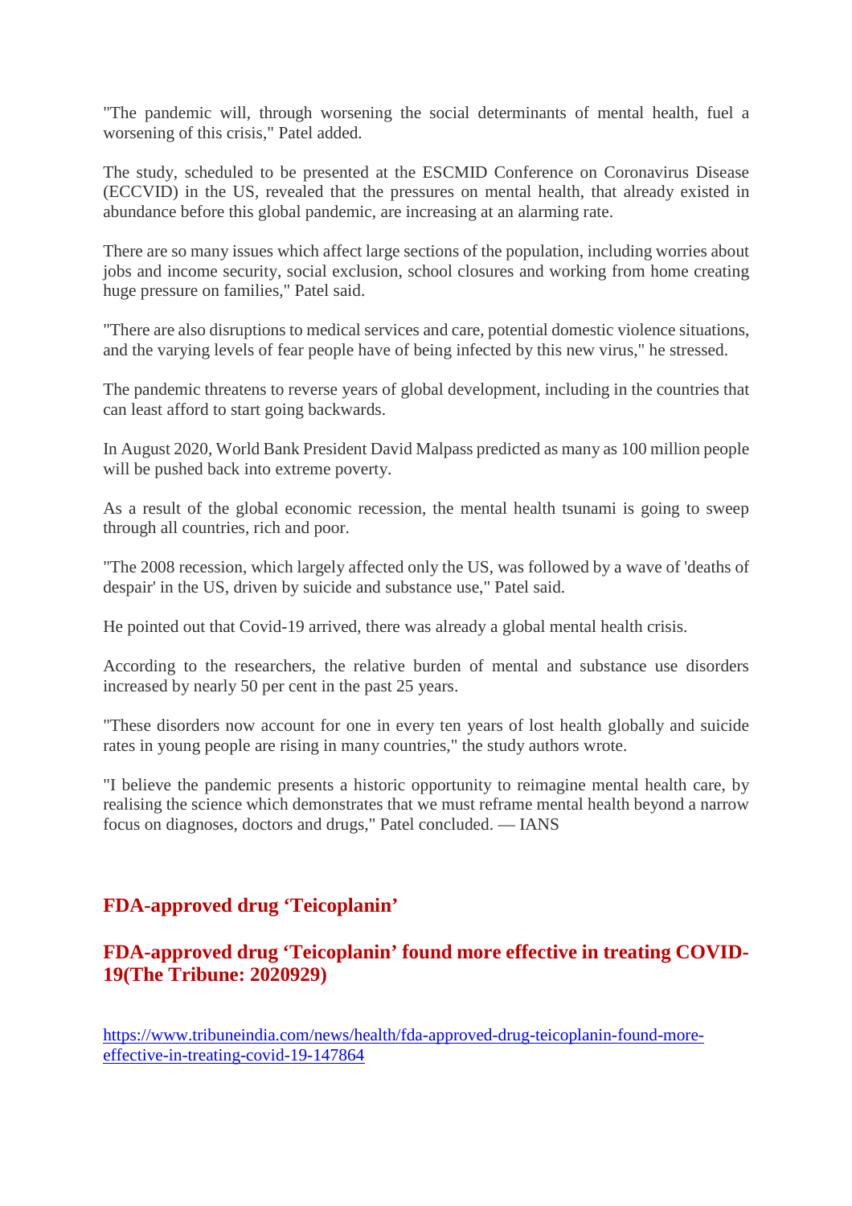"The pandemic will, through worsening the social determinants of mental health, fuel a worsening of this crisis," Patel added.

The study, scheduled to be presented at the ESCMID Conference on Coronavirus Disease (ECCVID) in the US, revealed that the pressures on mental health, that already existed in abundance before this global pandemic, are increasing at an alarming rate.

There are so many issues which affect large sections of the population, including worries about jobs and income security, social exclusion, school closures and working from home creating huge pressure on families," Patel said.

"There are also disruptions to medical services and care, potential domestic violence situations, and the varying levels of fear people have of being infected by this new virus," he stressed.

The pandemic threatens to reverse years of global development, including in the countries that can least afford to start going backwards.

In August 2020, World Bank President David Malpass predicted as many as 100 million people will be pushed back into extreme poverty.

As a result of the global economic recession, the mental health tsunami is going to sweep through all countries, rich and poor.

"The 2008 recession, which largely affected only the US, was followed by a wave of 'deaths of despair' in the US, driven by suicide and substance use," Patel said.

He pointed out that Covid-19 arrived, there was already a global mental health crisis.

According to the researchers, the relative burden of mental and substance use disorders increased by nearly 50 per cent in the past 25 years.

"These disorders now account for one in every ten years of lost health globally and suicide rates in young people are rising in many countries," the study authors wrote.

"I believe the pandemic presents a historic opportunity to reimagine mental health care, by realising the science which demonstrates that we must reframe mental health beyond a narrow focus on diagnoses, doctors and drugs," Patel concluded. — IANS

## FDA-approved drug 'Teicoplanin'

## FDA-approved drug 'Teicoplanin' found more effective in treating COVID-19(The Tribune: 2020929)

https://www.tribuneindia.com/news/health/fda-approved-drug-teicoplanin-found-more-effective-in-treating-covid-19-147864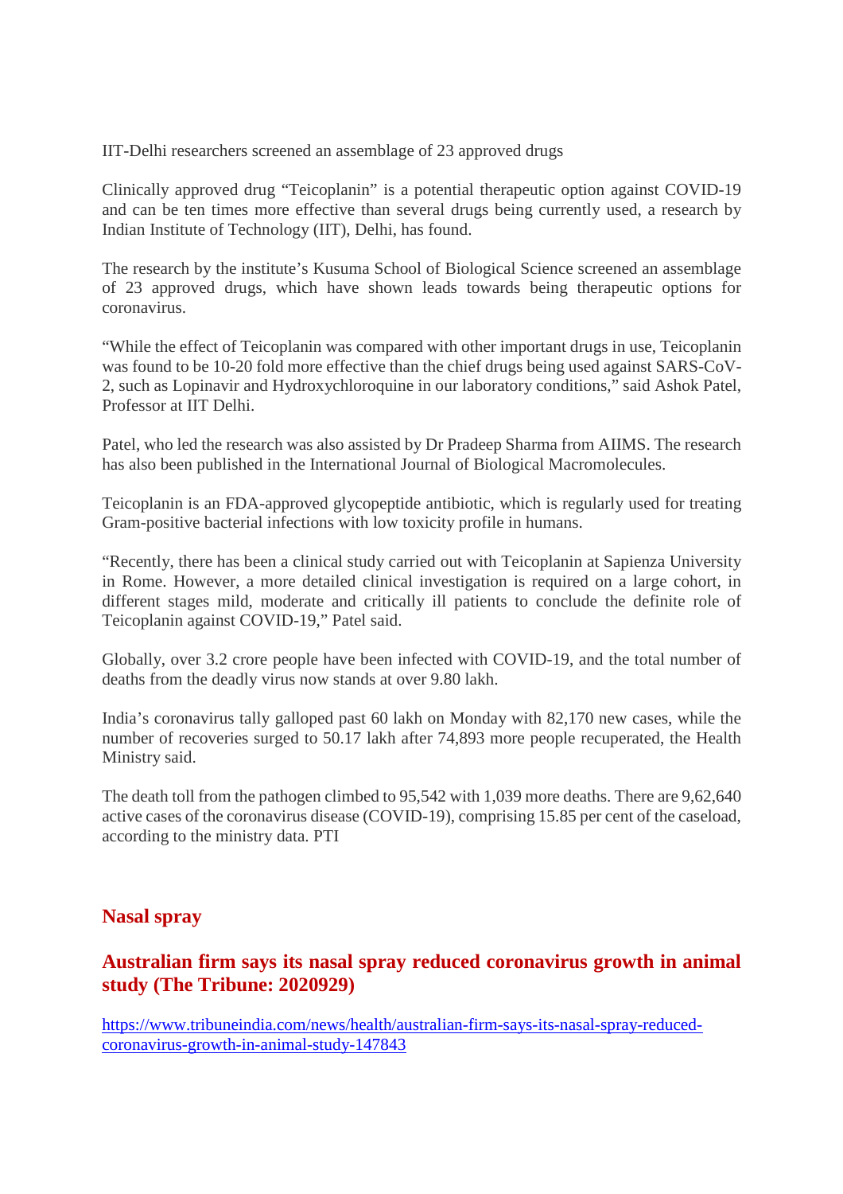IIT-Delhi researchers screened an assemblage of 23 approved drugs

Clinically approved drug “Teicoplanin” is a potential therapeutic option against COVID-19 and can be ten times more effective than several drugs being currently used, a research by Indian Institute of Technology (IIT), Delhi, has found.

The research by the institute’s Kusuma School of Biological Science screened an assemblage of 23 approved drugs, which have shown leads towards being therapeutic options for coronavirus.

“While the effect of Teicoplanin was compared with other important drugs in use, Teicoplanin was found to be 10-20 fold more effective than the chief drugs being used against SARS-CoV-2, such as Lopinavir and Hydroxychloroquine in our laboratory conditions,” said Ashok Patel, Professor at IIT Delhi.

Patel, who led the research was also assisted by Dr Pradeep Sharma from AIIMS. The research has also been published in the International Journal of Biological Macromolecules.

Teicoplanin is an FDA-approved glycopeptide antibiotic, which is regularly used for treating Gram-positive bacterial infections with low toxicity profile in humans.

“Recently, there has been a clinical study carried out with Teicoplanin at Sapienza University in Rome. However, a more detailed clinical investigation is required on a large cohort, in different stages mild, moderate and critically ill patients to conclude the definite role of Teicoplanin against COVID-19,” Patel said.

Globally, over 3.2 crore people have been infected with COVID-19, and the total number of deaths from the deadly virus now stands at over 9.80 lakh.

India’s coronavirus tally galloped past 60 lakh on Monday with 82,170 new cases, while the number of recoveries surged to 50.17 lakh after 74,893 more people recuperated, the Health Ministry said.

The death toll from the pathogen climbed to 95,542 with 1,039 more deaths. There are 9,62,640 active cases of the coronavirus disease (COVID-19), comprising 15.85 per cent of the caseload, according to the ministry data. PTI

## Nasal spray

### Australian firm says its nasal spray reduced coronavirus growth in animal study (The Tribune: 2020929)

https://www.tribuneindia.com/news/health/australian-firm-says-its-nasal-spray-reduced-coronavirus-growth-in-animal-study-147843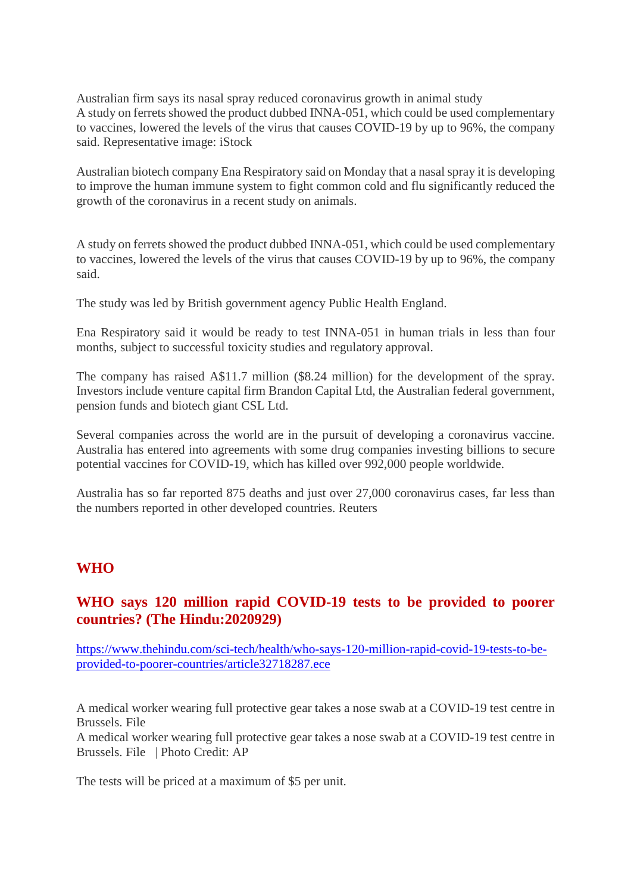Australian firm says its nasal spray reduced coronavirus growth in animal study
A study on ferrets showed the product dubbed INNA-051, which could be used complementary to vaccines, lowered the levels of the virus that causes COVID-19 by up to 96%, the company said. Representative image: iStock

Australian biotech company Ena Respiratory said on Monday that a nasal spray it is developing to improve the human immune system to fight common cold and flu significantly reduced the growth of the coronavirus in a recent study on animals.

A study on ferrets showed the product dubbed INNA-051, which could be used complementary to vaccines, lowered the levels of the virus that causes COVID-19 by up to 96%, the company said.

The study was led by British government agency Public Health England.

Ena Respiratory said it would be ready to test INNA-051 in human trials in less than four months, subject to successful toxicity studies and regulatory approval.

The company has raised A$11.7 million ($8.24 million) for the development of the spray. Investors include venture capital firm Brandon Capital Ltd, the Australian federal government, pension funds and biotech giant CSL Ltd.

Several companies across the world are in the pursuit of developing a coronavirus vaccine. Australia has entered into agreements with some drug companies investing billions to secure potential vaccines for COVID-19, which has killed over 992,000 people worldwide.

Australia has so far reported 875 deaths and just over 27,000 coronavirus cases, far less than the numbers reported in other developed countries. Reuters

## WHO

### WHO says 120 million rapid COVID-19 tests to be provided to poorer countries? (The Hindu:2020929)

[https://www.thehindu.com/sci-tech/health/who-says-120-million-rapid-covid-19-tests-to-be-provided-to-poorer-countries/article32718287.ece](https://www.thehindu.com/sci-tech/health/who-says-120-million-rapid-covid-19-tests-to-be-provided-to-poorer-countries/article32718287.ece)

A medical worker wearing full protective gear takes a nose swab at a COVID-19 test centre in Brussels. File
A medical worker wearing full protective gear takes a nose swab at a COVID-19 test centre in Brussels. File | Photo Credit: AP

The tests will be priced at a maximum of $5 per unit.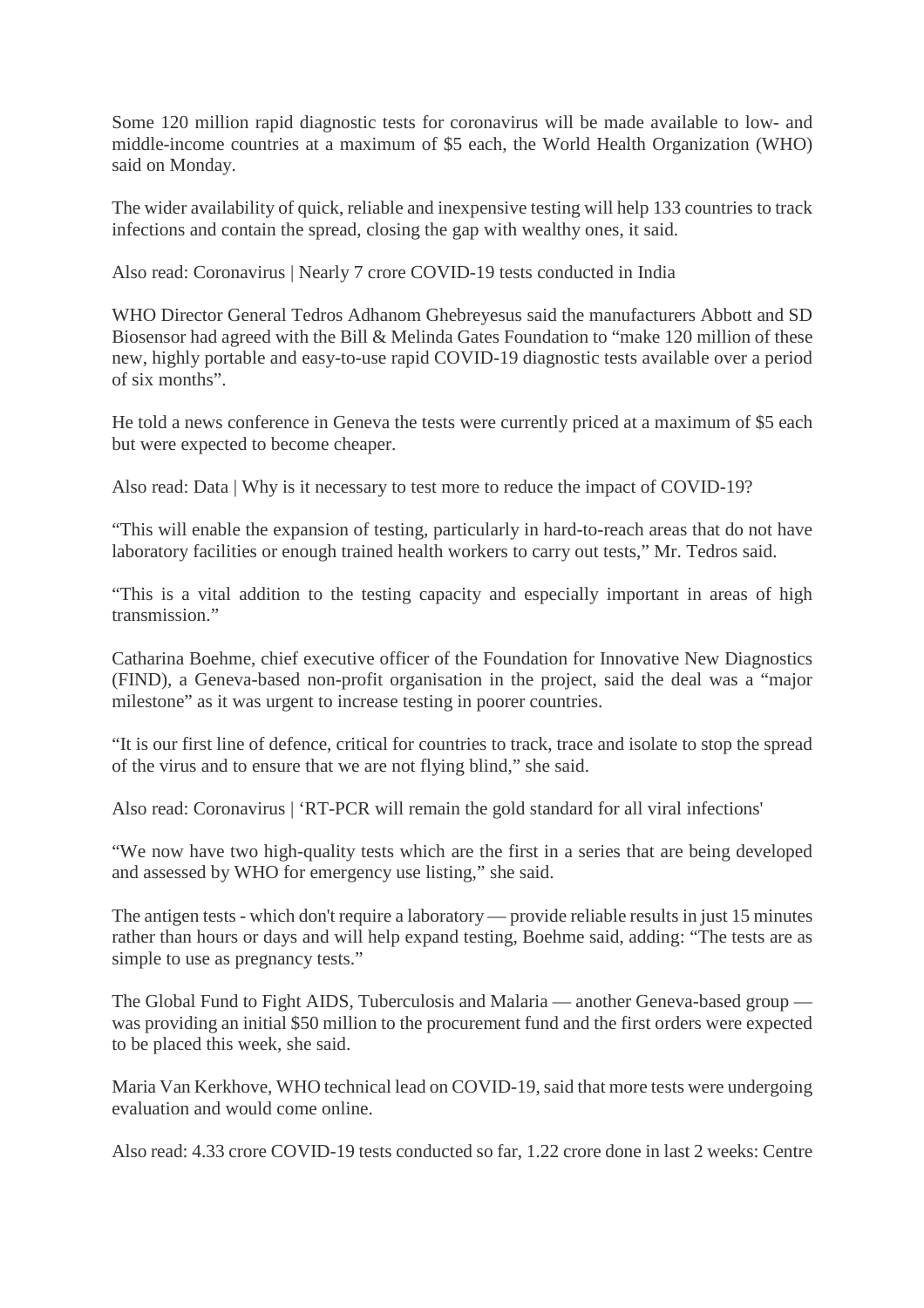Some 120 million rapid diagnostic tests for coronavirus will be made available to low- and middle-income countries at a maximum of $5 each, the World Health Organization (WHO) said on Monday.

The wider availability of quick, reliable and inexpensive testing will help 133 countries to track infections and contain the spread, closing the gap with wealthy ones, it said.

Also read: Coronavirus | Nearly 7 crore COVID-19 tests conducted in India

WHO Director General Tedros Adhanom Ghebreyesus said the manufacturers Abbott and SD Biosensor had agreed with the Bill & Melinda Gates Foundation to "make 120 million of these new, highly portable and easy-to-use rapid COVID-19 diagnostic tests available over a period of six months".

He told a news conference in Geneva the tests were currently priced at a maximum of $5 each but were expected to become cheaper.

Also read: Data | Why is it necessary to test more to reduce the impact of COVID-19?

"This will enable the expansion of testing, particularly in hard-to-reach areas that do not have laboratory facilities or enough trained health workers to carry out tests," Mr. Tedros said.

"This is a vital addition to the testing capacity and especially important in areas of high transmission."

Catharina Boehme, chief executive officer of the Foundation for Innovative New Diagnostics (FIND), a Geneva-based non-profit organisation in the project, said the deal was a "major milestone" as it was urgent to increase testing in poorer countries.

"It is our first line of defence, critical for countries to track, trace and isolate to stop the spread of the virus and to ensure that we are not flying blind," she said.

Also read: Coronavirus | 'RT-PCR will remain the gold standard for all viral infections'

"We now have two high-quality tests which are the first in a series that are being developed and assessed by WHO for emergency use listing," she said.

The antigen tests - which don't require a laboratory — provide reliable results in just 15 minutes rather than hours or days and will help expand testing, Boehme said, adding: "The tests are as simple to use as pregnancy tests."

The Global Fund to Fight AIDS, Tuberculosis and Malaria — another Geneva-based group — was providing an initial $50 million to the procurement fund and the first orders were expected to be placed this week, she said.

Maria Van Kerkhove, WHO technical lead on COVID-19, said that more tests were undergoing evaluation and would come online.

Also read: 4.33 crore COVID-19 tests conducted so far, 1.22 crore done in last 2 weeks: Centre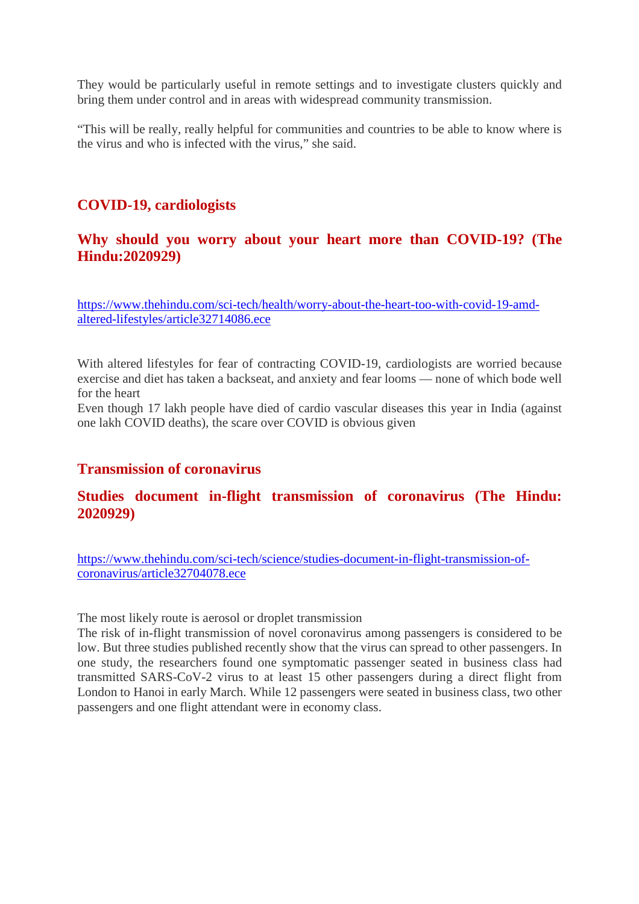They would be particularly useful in remote settings and to investigate clusters quickly and bring them under control and in areas with widespread community transmission.

"This will be really, really helpful for communities and countries to be able to know where is the virus and who is infected with the virus," she said.

## COVID-19, cardiologists

## Why should you worry about your heart more than COVID-19? (The Hindu:2020929)

https://www.thehindu.com/sci-tech/health/worry-about-the-heart-too-with-covid-19-amd-altered-lifestyles/article32714086.ece

With altered lifestyles for fear of contracting COVID-19, cardiologists are worried because exercise and diet has taken a backseat, and anxiety and fear looms — none of which bode well for the heart

Even though 17 lakh people have died of cardio vascular diseases this year in India (against one lakh COVID deaths), the scare over COVID is obvious given

## Transmission of coronavirus

## Studies document in-flight transmission of coronavirus (The Hindu: 2020929)

https://www.thehindu.com/sci-tech/science/studies-document-in-flight-transmission-of-coronavirus/article32704078.ece

The most likely route is aerosol or droplet transmission

The risk of in-flight transmission of novel coronavirus among passengers is considered to be low. But three studies published recently show that the virus can spread to other passengers. In one study, the researchers found one symptomatic passenger seated in business class had transmitted SARS-CoV-2 virus to at least 15 other passengers during a direct flight from London to Hanoi in early March. While 12 passengers were seated in business class, two other passengers and one flight attendant were in economy class.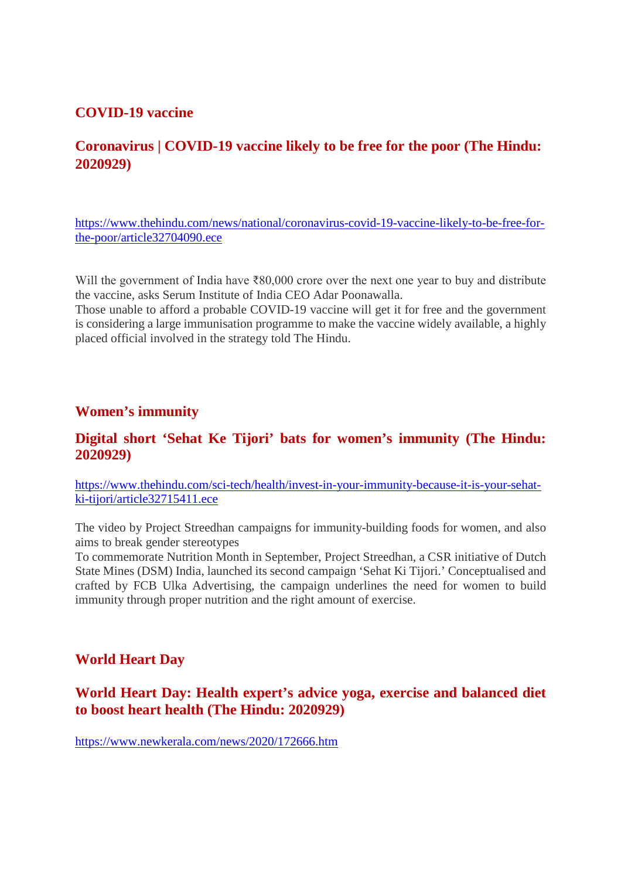## COVID-19 vaccine

### Coronavirus | COVID-19 vaccine likely to be free for the poor (The Hindu: 2020929)

https://www.thehindu.com/news/national/coronavirus-covid-19-vaccine-likely-to-be-free-for-the-poor/article32704090.ece

Will the government of India have ₹80,000 crore over the next one year to buy and distribute the vaccine, asks Serum Institute of India CEO Adar Poonawalla.
Those unable to afford a probable COVID-19 vaccine will get it for free and the government is considering a large immunisation programme to make the vaccine widely available, a highly placed official involved in the strategy told The Hindu.

## Women's immunity

### Digital short 'Sehat Ke Tijori' bats for women's immunity (The Hindu: 2020929)

https://www.thehindu.com/sci-tech/health/invest-in-your-immunity-because-it-is-your-sehat-ki-tijori/article32715411.ece

The video by Project Streedhan campaigns for immunity-building foods for women, and also aims to break gender stereotypes
To commemorate Nutrition Month in September, Project Streedhan, a CSR initiative of Dutch State Mines (DSM) India, launched its second campaign 'Sehat Ki Tijori.' Conceptualised and crafted by FCB Ulka Advertising, the campaign underlines the need for women to build immunity through proper nutrition and the right amount of exercise.

## World Heart Day

### World Heart Day: Health expert's advice yoga, exercise and balanced diet to boost heart health (The Hindu: 2020929)

https://www.newkerala.com/news/2020/172666.htm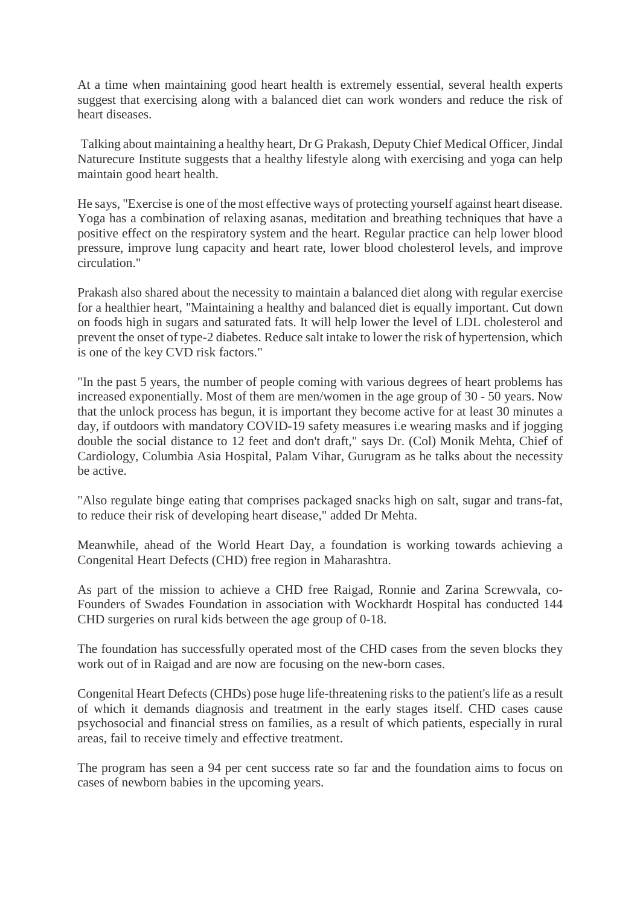At a time when maintaining good heart health is extremely essential, several health experts suggest that exercising along with a balanced diet can work wonders and reduce the risk of heart diseases.

Talking about maintaining a healthy heart, Dr G Prakash, Deputy Chief Medical Officer, Jindal Naturecure Institute suggests that a healthy lifestyle along with exercising and yoga can help maintain good heart health.

He says, "Exercise is one of the most effective ways of protecting yourself against heart disease. Yoga has a combination of relaxing asanas, meditation and breathing techniques that have a positive effect on the respiratory system and the heart. Regular practice can help lower blood pressure, improve lung capacity and heart rate, lower blood cholesterol levels, and improve circulation."

Prakash also shared about the necessity to maintain a balanced diet along with regular exercise for a healthier heart, "Maintaining a healthy and balanced diet is equally important. Cut down on foods high in sugars and saturated fats. It will help lower the level of LDL cholesterol and prevent the onset of type-2 diabetes. Reduce salt intake to lower the risk of hypertension, which is one of the key CVD risk factors."

"In the past 5 years, the number of people coming with various degrees of heart problems has increased exponentially. Most of them are men/women in the age group of 30 - 50 years. Now that the unlock process has begun, it is important they become active for at least 30 minutes a day, if outdoors with mandatory COVID-19 safety measures i.e wearing masks and if jogging double the social distance to 12 feet and don't draft," says Dr. (Col) Monik Mehta, Chief of Cardiology, Columbia Asia Hospital, Palam Vihar, Gurugram as he talks about the necessity be active.

"Also regulate binge eating that comprises packaged snacks high on salt, sugar and trans-fat, to reduce their risk of developing heart disease," added Dr Mehta.

Meanwhile, ahead of the World Heart Day, a foundation is working towards achieving a Congenital Heart Defects (CHD) free region in Maharashtra.

As part of the mission to achieve a CHD free Raigad, Ronnie and Zarina Screwvala, co-Founders of Swades Foundation in association with Wockhardt Hospital has conducted 144 CHD surgeries on rural kids between the age group of 0-18.

The foundation has successfully operated most of the CHD cases from the seven blocks they work out of in Raigad and are now are focusing on the new-born cases.

Congenital Heart Defects (CHDs) pose huge life-threatening risks to the patient's life as a result of which it demands diagnosis and treatment in the early stages itself. CHD cases cause psychosocial and financial stress on families, as a result of which patients, especially in rural areas, fail to receive timely and effective treatment.

The program has seen a 94 per cent success rate so far and the foundation aims to focus on cases of newborn babies in the upcoming years.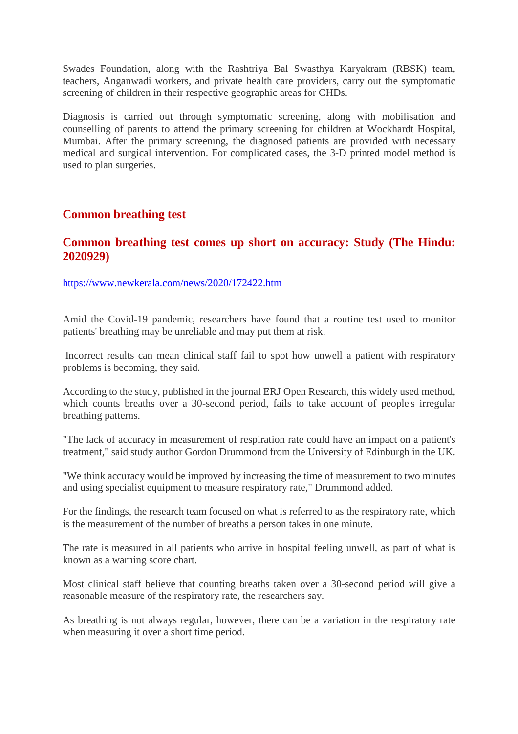Swades Foundation, along with the Rashtriya Bal Swasthya Karyakram (RBSK) team, teachers, Anganwadi workers, and private health care providers, carry out the symptomatic screening of children in their respective geographic areas for CHDs.

Diagnosis is carried out through symptomatic screening, along with mobilisation and counselling of parents to attend the primary screening for children at Wockhardt Hospital, Mumbai. After the primary screening, the diagnosed patients are provided with necessary medical and surgical intervention. For complicated cases, the 3-D printed model method is used to plan surgeries.

## Common breathing test

## Common breathing test comes up short on accuracy: Study (The Hindu: 2020929)

https://www.newkerala.com/news/2020/172422.htm

Amid the Covid-19 pandemic, researchers have found that a routine test used to monitor patients' breathing may be unreliable and may put them at risk.

Incorrect results can mean clinical staff fail to spot how unwell a patient with respiratory problems is becoming, they said.

According to the study, published in the journal ERJ Open Research, this widely used method, which counts breaths over a 30-second period, fails to take account of people's irregular breathing patterns.

"The lack of accuracy in measurement of respiration rate could have an impact on a patient's treatment," said study author Gordon Drummond from the University of Edinburgh in the UK.

"We think accuracy would be improved by increasing the time of measurement to two minutes and using specialist equipment to measure respiratory rate," Drummond added.

For the findings, the research team focused on what is referred to as the respiratory rate, which is the measurement of the number of breaths a person takes in one minute.

The rate is measured in all patients who arrive in hospital feeling unwell, as part of what is known as a warning score chart.

Most clinical staff believe that counting breaths taken over a 30-second period will give a reasonable measure of the respiratory rate, the researchers say.

As breathing is not always regular, however, there can be a variation in the respiratory rate when measuring it over a short time period.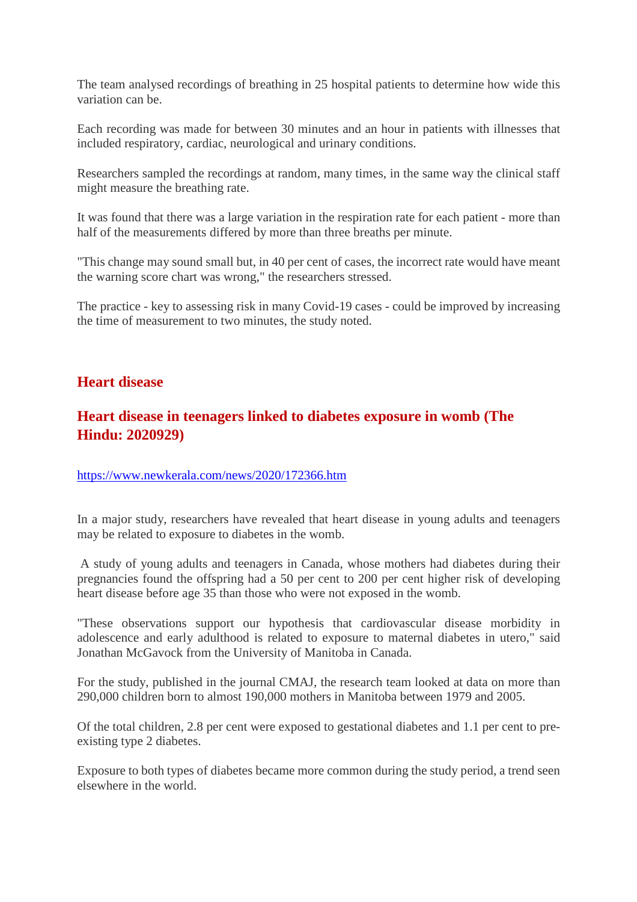The team analysed recordings of breathing in 25 hospital patients to determine how wide this variation can be.

Each recording was made for between 30 minutes and an hour in patients with illnesses that included respiratory, cardiac, neurological and urinary conditions.

Researchers sampled the recordings at random, many times, in the same way the clinical staff might measure the breathing rate.

It was found that there was a large variation in the respiration rate for each patient - more than half of the measurements differed by more than three breaths per minute.

"This change may sound small but, in 40 per cent of cases, the incorrect rate would have meant the warning score chart was wrong," the researchers stressed.

The practice - key to assessing risk in many Covid-19 cases - could be improved by increasing the time of measurement to two minutes, the study noted.

## Heart disease

### Heart disease in teenagers linked to diabetes exposure in womb (The Hindu: 2020929)

https://www.newkerala.com/news/2020/172366.htm

In a major study, researchers have revealed that heart disease in young adults and teenagers may be related to exposure to diabetes in the womb.

A study of young adults and teenagers in Canada, whose mothers had diabetes during their pregnancies found the offspring had a 50 per cent to 200 per cent higher risk of developing heart disease before age 35 than those who were not exposed in the womb.

"These observations support our hypothesis that cardiovascular disease morbidity in adolescence and early adulthood is related to exposure to maternal diabetes in utero," said Jonathan McGavock from the University of Manitoba in Canada.

For the study, published in the journal CMAJ, the research team looked at data on more than 290,000 children born to almost 190,000 mothers in Manitoba between 1979 and 2005.

Of the total children, 2.8 per cent were exposed to gestational diabetes and 1.1 per cent to pre-existing type 2 diabetes.

Exposure to both types of diabetes became more common during the study period, a trend seen elsewhere in the world.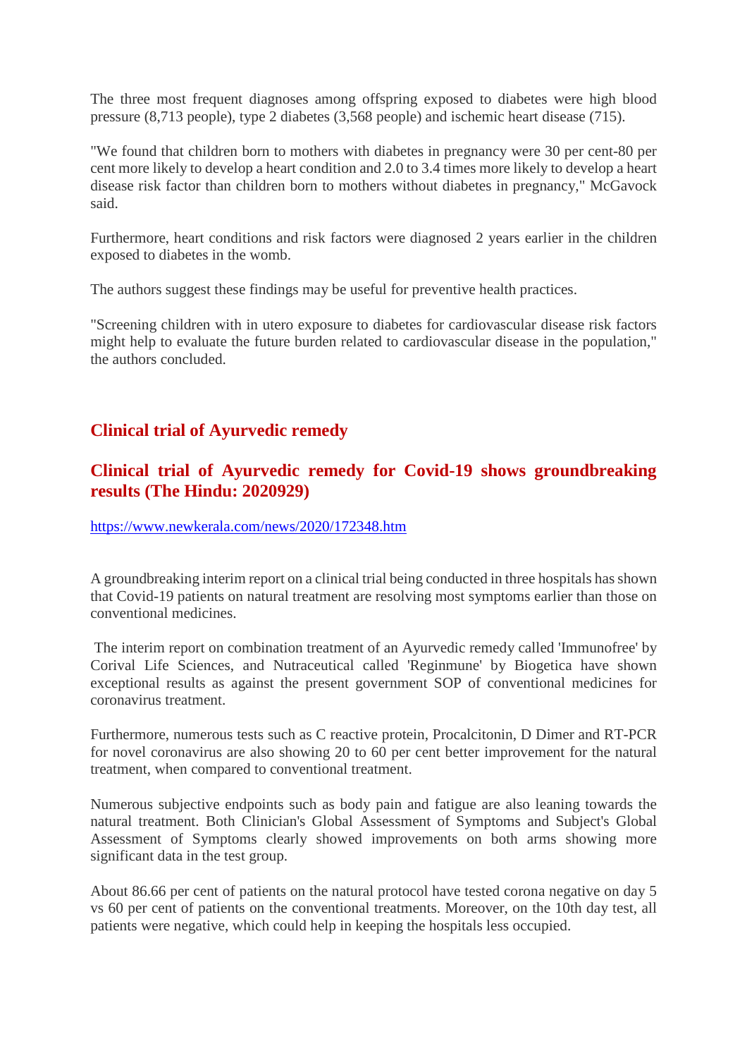The three most frequent diagnoses among offspring exposed to diabetes were high blood pressure (8,713 people), type 2 diabetes (3,568 people) and ischemic heart disease (715).

"We found that children born to mothers with diabetes in pregnancy were 30 per cent-80 per cent more likely to develop a heart condition and 2.0 to 3.4 times more likely to develop a heart disease risk factor than children born to mothers without diabetes in pregnancy," McGavock said.

Furthermore, heart conditions and risk factors were diagnosed 2 years earlier in the children exposed to diabetes in the womb.

The authors suggest these findings may be useful for preventive health practices.

"Screening children with in utero exposure to diabetes for cardiovascular disease risk factors might help to evaluate the future burden related to cardiovascular disease in the population," the authors concluded.

## Clinical trial of Ayurvedic remedy

## Clinical trial of Ayurvedic remedy for Covid-19 shows groundbreaking results (The Hindu: 2020929)

https://www.newkerala.com/news/2020/172348.htm

A groundbreaking interim report on a clinical trial being conducted in three hospitals has shown that Covid-19 patients on natural treatment are resolving most symptoms earlier than those on conventional medicines.

The interim report on combination treatment of an Ayurvedic remedy called 'Immunofree' by Corival Life Sciences, and Nutraceutical called 'Reginmune' by Biogetica have shown exceptional results as against the present government SOP of conventional medicines for coronavirus treatment.

Furthermore, numerous tests such as C reactive protein, Procalcitonin, D Dimer and RT-PCR for novel coronavirus are also showing 20 to 60 per cent better improvement for the natural treatment, when compared to conventional treatment.

Numerous subjective endpoints such as body pain and fatigue are also leaning towards the natural treatment. Both Clinician's Global Assessment of Symptoms and Subject's Global Assessment of Symptoms clearly showed improvements on both arms showing more significant data in the test group.

About 86.66 per cent of patients on the natural protocol have tested corona negative on day 5 vs 60 per cent of patients on the conventional treatments. Moreover, on the 10th day test, all patients were negative, which could help in keeping the hospitals less occupied.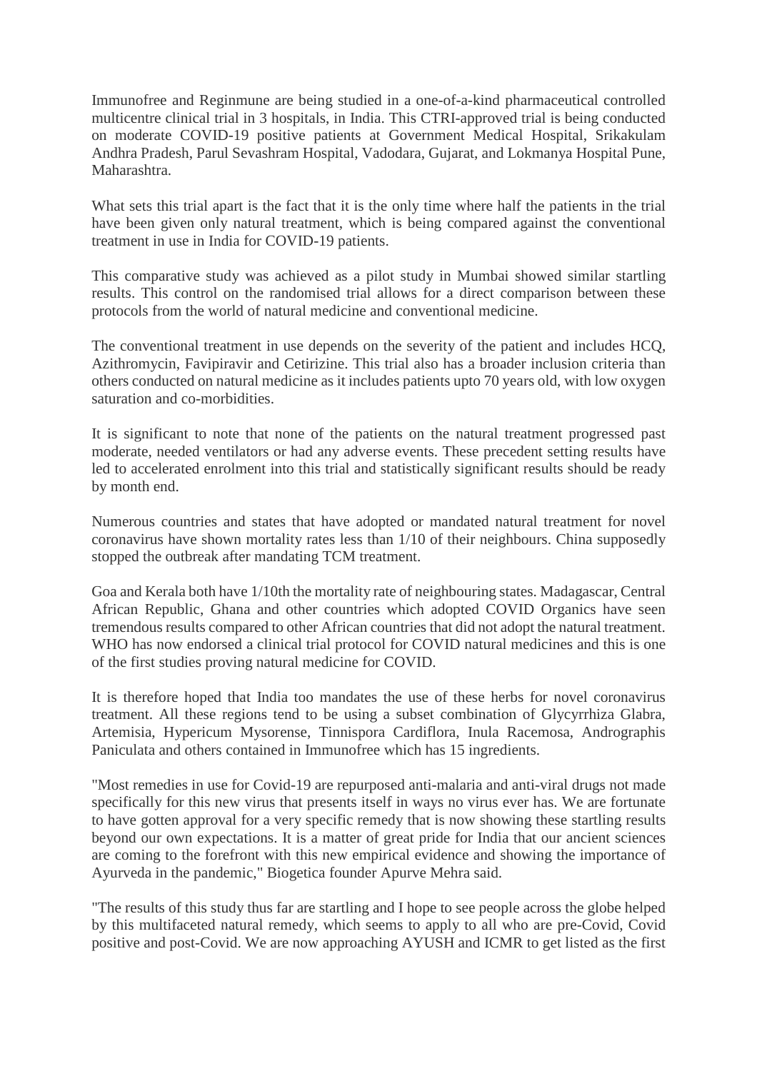Immunofree and Reginmune are being studied in a one-of-a-kind pharmaceutical controlled multicentre clinical trial in 3 hospitals, in India. This CTRI-approved trial is being conducted on moderate COVID-19 positive patients at Government Medical Hospital, Srikakulam Andhra Pradesh, Parul Sevashram Hospital, Vadodara, Gujarat, and Lokmanya Hospital Pune, Maharashtra.

What sets this trial apart is the fact that it is the only time where half the patients in the trial have been given only natural treatment, which is being compared against the conventional treatment in use in India for COVID-19 patients.

This comparative study was achieved as a pilot study in Mumbai showed similar startling results. This control on the randomised trial allows for a direct comparison between these protocols from the world of natural medicine and conventional medicine.

The conventional treatment in use depends on the severity of the patient and includes HCQ, Azithromycin, Favipiravir and Cetirizine. This trial also has a broader inclusion criteria than others conducted on natural medicine as it includes patients upto 70 years old, with low oxygen saturation and co-morbidities.

It is significant to note that none of the patients on the natural treatment progressed past moderate, needed ventilators or had any adverse events. These precedent setting results have led to accelerated enrolment into this trial and statistically significant results should be ready by month end.

Numerous countries and states that have adopted or mandated natural treatment for novel coronavirus have shown mortality rates less than 1/10 of their neighbours. China supposedly stopped the outbreak after mandating TCM treatment.

Goa and Kerala both have 1/10th the mortality rate of neighbouring states. Madagascar, Central African Republic, Ghana and other countries which adopted COVID Organics have seen tremendous results compared to other African countries that did not adopt the natural treatment. WHO has now endorsed a clinical trial protocol for COVID natural medicines and this is one of the first studies proving natural medicine for COVID.

It is therefore hoped that India too mandates the use of these herbs for novel coronavirus treatment. All these regions tend to be using a subset combination of Glycyrrhiza Glabra, Artemisia, Hypericum Mysorense, Tinnispora Cardiflora, Inula Racemosa, Andrographis Paniculata and others contained in Immunofree which has 15 ingredients.

"Most remedies in use for Covid-19 are repurposed anti-malaria and anti-viral drugs not made specifically for this new virus that presents itself in ways no virus ever has. We are fortunate to have gotten approval for a very specific remedy that is now showing these startling results beyond our own expectations. It is a matter of great pride for India that our ancient sciences are coming to the forefront with this new empirical evidence and showing the importance of Ayurveda in the pandemic," Biogetica founder Apurve Mehra said.

"The results of this study thus far are startling and I hope to see people across the globe helped by this multifaceted natural remedy, which seems to apply to all who are pre-Covid, Covid positive and post-Covid. We are now approaching AYUSH and ICMR to get listed as the first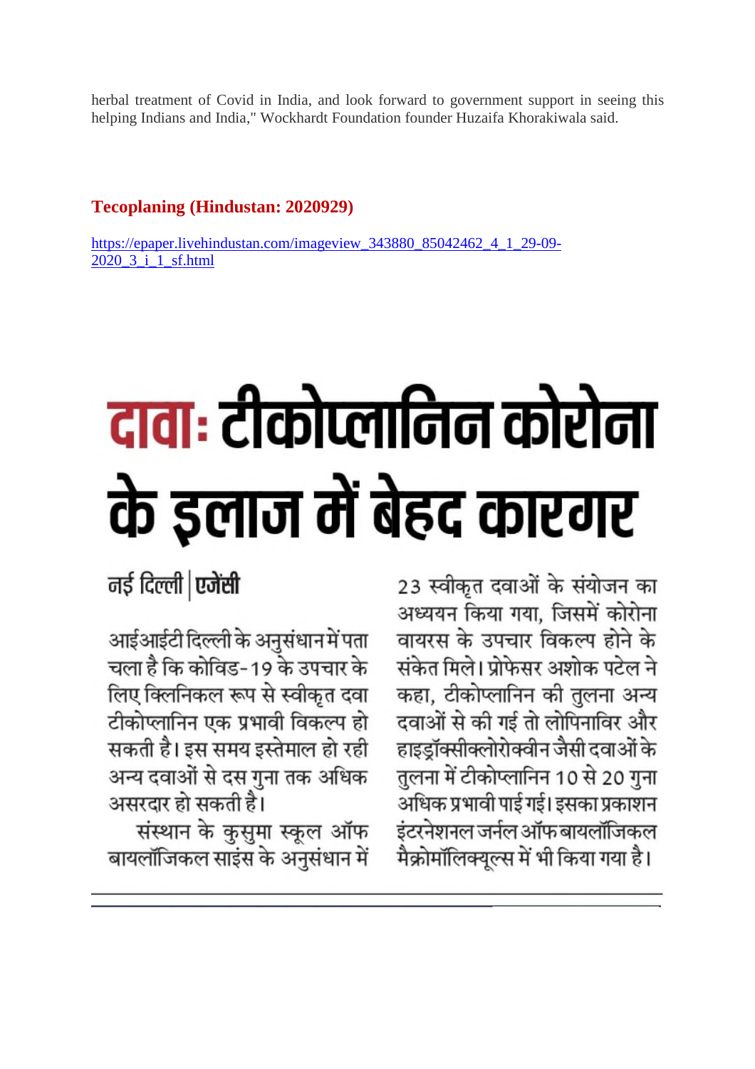herbal treatment of Covid in India, and look forward to government support in seeing this helping Indians and India," Wockhardt Foundation founder Huzaifa Khorakiwala said.

## Tecoplaning (Hindustan: 2020929)

https://epaper.livehindustan.com/imageview_343880_85042462_4_1_29-09-2020_3_i_1_sf.html

# दावा: टीकोप्लानिन कोरोना के इलाज में बेहद कारगर

**नई दिल्ली | एजेंसी**

आईआईटी दिल्ली के अनुसंधान में पता चला है कि कोविड-19 के उपचार के लिए क्लिनिकल रूप से स्वीकृत दवा टीकोप्लानिन एक प्रभावी विकल्प हो सकती है। इस समय इस्तेमाल हो रही अन्य दवाओं से दस गुना तक अधिक असरदार हो सकती है।

संस्थान के कुसुमा स्कूल ऑफ बायलॉजिकल साइंस के अनुसंधान में 23 स्वीकृत दवाओं के संयोजन का अध्ययन किया गया, जिसमें कोरोना वायरस के उपचार विकल्प होने के संकेत मिले। प्रोफेसर अशोक पटेल ने कहा, टीकोप्लानिन की तुलना अन्य दवाओं से की गई तो लोपिनाविर और हाइड्रॉक्सीक्लोरोक्वीन जैसी दवाओं के तुलना में टीकोप्लानिन 10 से 20 गुना अधिक प्रभावी पाई गई। इसका प्रकाशन इंटरनेशनल जर्नल ऑफ बायलॉजिकल मैक्रोमॉलिक्यूल्स में भी किया गया है।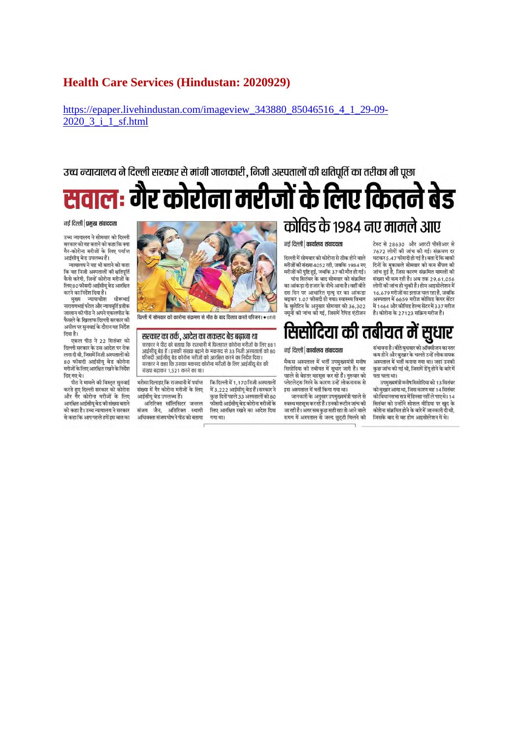# Health Care Services (Hindustan: 2020929)

https://epaper.livehindustan.com/imageview_343880_85046516_4_1_29-09-2020_3_i_1_sf.html

### उच्च न्यायालय ने दिल्ली सरकार से मांगी जानकारी, निजी अस्पतालों की क्षतिपूर्ति का तरीका भी पूछा

# सवाल: गैर कोरोना मरीजों के लिए कितने बेड

नई दिल्ली | प्रमुख संवाददाता

उच्च न्यायालय ने सोमवार को दिल्ली सरकार को यह बताने को कहा कि क्या गैर-कोरोना मरीजों के लिए पर्याप्त आईसीयू बेड उपलब्ध हैं।

न्यायालय ने यह भी बताने को कहा कि वह निजी अस्पतालों की क्षतिपूर्ति कैसे करेगी, जिन्हें कोरोना मरीजों के लिए 80 फीसदी आईसीयू बेड आरक्षित करने का निर्देश दिया है।

मुख्य न्यायाधीश धीरूभाई नारायणभाई पटेल और न्यायमूर्ति प्रतीक जालान की पीठ ने अपने एकलपीठ के फैसले के खिलाफ दिल्ली सरकार की अपील पर सुनवाई के दौरान यह निर्देश दिया है।

एकल पीठ ने 22 सितंबर को दिल्ली सरकार के उस आदेश पर रोक लगा दी थी, जिसमें निजी अस्पतालों को 80 फीसदी आईसीयू बेड कोरोना मरीजों के लिए आरक्षित रखने के निर्देश दिए गए थे।

पीठ ने मामले की विस्तृत सुनवाई करते हुए, दिल्ली सरकार को कोरोना और गैर कोरोना मरीजों के लिए आरक्षित आईसीयू बेड की संख्या बताने को कहा है। उच्च न्यायालय ने सरकार से कहा कि आप पहले हमें इस बात का भरोसा दिलाइए कि राजधानी में पर्याप्त संख्या में गैर कोरोना मरीजों के लिए आईसीयू बेड उपलब्ध हैं।

अतिरिक्त सॉलिसिटर जनरल संजय जैन, अतिरिक्त स्थायी अधिवक्ता संजय घोष ने पीठ को बताया कि दिल्ली में 1,170 निजी अस्पतालों में 3,222 आईसीयू बेड हैं। सरकार ने कुछ दिनों पहले 33 अस्पतालों को 80 फीसदी आईसीयू बेड कोरोना मरीजों के लिए आरक्षित रखने का आदेश दिया गया था।

दिल्ली में सोमवार को कोरोना संक्रमण से मौत के बाद विलाप करते परिजन। • एजेंसी

### सरकार का तर्क, आदेश का मकसद बेड बढ़ाना था

सरकार ने पीठ को बताया कि राजधानी में फिलहाल कोरोना मरीजों के लिए 881 आईसीयू बेड हैं। इसकी संख्या बढ़ाने के मकसद से 33 निजी अस्पतालों को 80 फीसदी आईसीयू बेड कोरोना मरीजों को आरक्षित करने का निर्देश दिया। सरकार ने कहा कि उसका मकसद कोरोना मरीजों के लिए आईसीयू बेड की संख्या बढ़ाकर 1,521 करने का था।

## कोविड के 1984 नए मामले आए

नई दिल्ली | कार्यालय संवाददाता

दिल्ली में सोमवार को कोरोना से ठीक होने वाले मरीजों की संख्या 4052 रही, जबकि 1984 नए मरीजों की पुष्टि हुई, जबकि 37 की मौत हो गई।

पांच सितंबर के बाद सोमवार को संक्रमित का आंकड़ा दो हजार के नीचे आया है। वहीं बीते दस दिन पर आधारित मृत्यु दर का आंकड़ा बढ़कर 1.07 फीसदी हो गया। स्वास्थ्य विभाग के बुलेटिन के अनुसार सोमवार को 36,302 नमूनों की जांच की गई, जिसमें रैपिड एंटीजन टेस्ट से 28630 और आरटी पीसीआर से 7672 लोगों की जांच की गई। संक्रमण दर घटकर 5.47 फीसदी हो गई है। बता दें कि बाकी दिनों के मुकाबले सोमवार को कम सैंपल की जांच हुई है, जिस कारण संक्रमित मामलों की संख्या भी कम रही है। अब तक 29,61,056 लोगों की जांच हो चुकी है। होम आइसोलेशन में 16,679 मरीजों का इलाज चल रहा है, जबकि अस्पताल में 6659 मरीज कोविड केयर सेंटर में 1464 और कोविड हेल्थ सेंटर में 337 मरीज हैं। कोरोना के 27123 सक्रिय मरीज हैं।

## सिसोदिया की तबीयत में सुधार

नई दिल्ली | कार्यालय संवाददाता

मैक्स अस्पताल में भर्ती उपमुख्यमंत्री मनीष सिसोदिया की तबीयत में सुधार जारी है। वह पहले से बेहतर महसूस कर रहे हैं। गुरुवार को प्लेटलेट्स गिरने के कारण उन्हें लोकनायक से इस अस्पताल में भर्ती किया गया था।

जानकारी के अनुसार उपमुख्यमंत्री पहले से स्वस्थ महसूस कर रहे हैं। उनकी रूटीन जांच की जा रही है। अगर सब कुछ सही रहा तो आने वाले समय में अस्पताल से जल्द छुट्टी मिलने की संभावना है। बीते बुधवार को ऑक्सीजन का स्तर कम होने और बुखार के चलते उन्हें लोकनायक अस्पताल में भर्ती कराया गया था। जहां उनकी कुछ जांच की गई थी, जिसमें डेंगू होने के बारे में पता चला था।

उपमुख्यमंत्री मनीष सिसोदिया को 13 सितंबर को बुखार आया था, जिस कारण वह 14 सितंबर को विधानसभा सत्र में हिस्सा नहीं ले पाए थे। 14 सितंबर को उन्होंने सोशल मीडिया पर खुद के कोरोना संक्रमित होने के बारे में जानकारी दी थी, जिसके बाद से वह होम आइसोलेशन में थे।